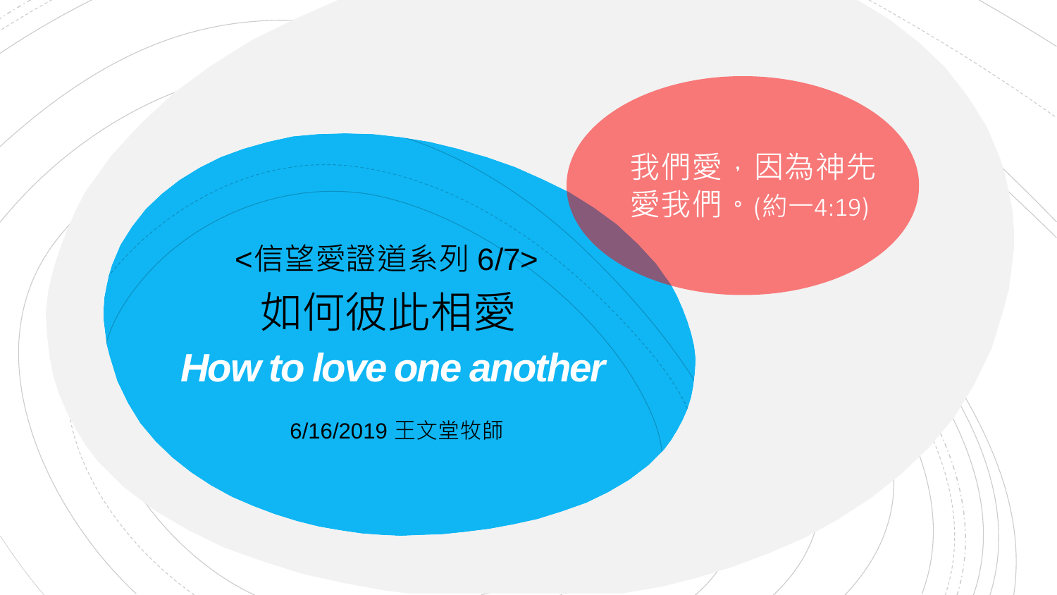我們愛，因為神先愛我們。(約一4:19)

<信望愛證道系列 6/7>

# 如何彼此相愛

## *How to love one another*

6/16/2019 王文堂牧師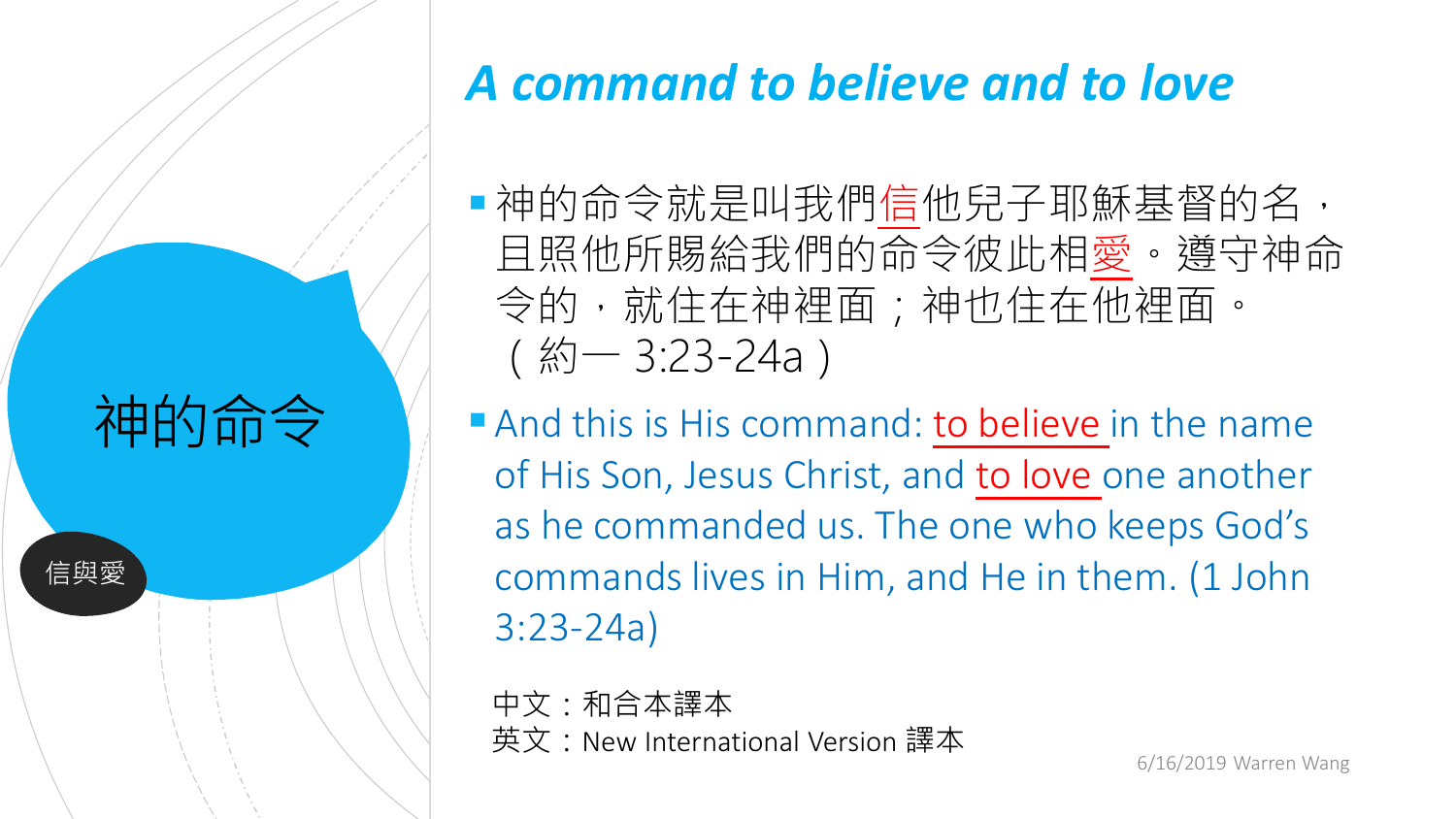## A command to believe and to love

# 神的命令

信與愛

- 神的命令就是叫我們信他兒子耶穌基督的名，且照他所賜給我們的命令彼此相愛。遵守神命令的，就住在神裡面；神也住在他裡面。（約一 3:23-24a）
- And this is His command: to believe in the name of His Son, Jesus Christ, and to love one another as he commanded us. The one who keeps God's commands lives in Him, and He in them. (1 John 3:23-24a)

中文：和合本譯本
英文：New International Version 譯本

6/16/2019 Warren Wang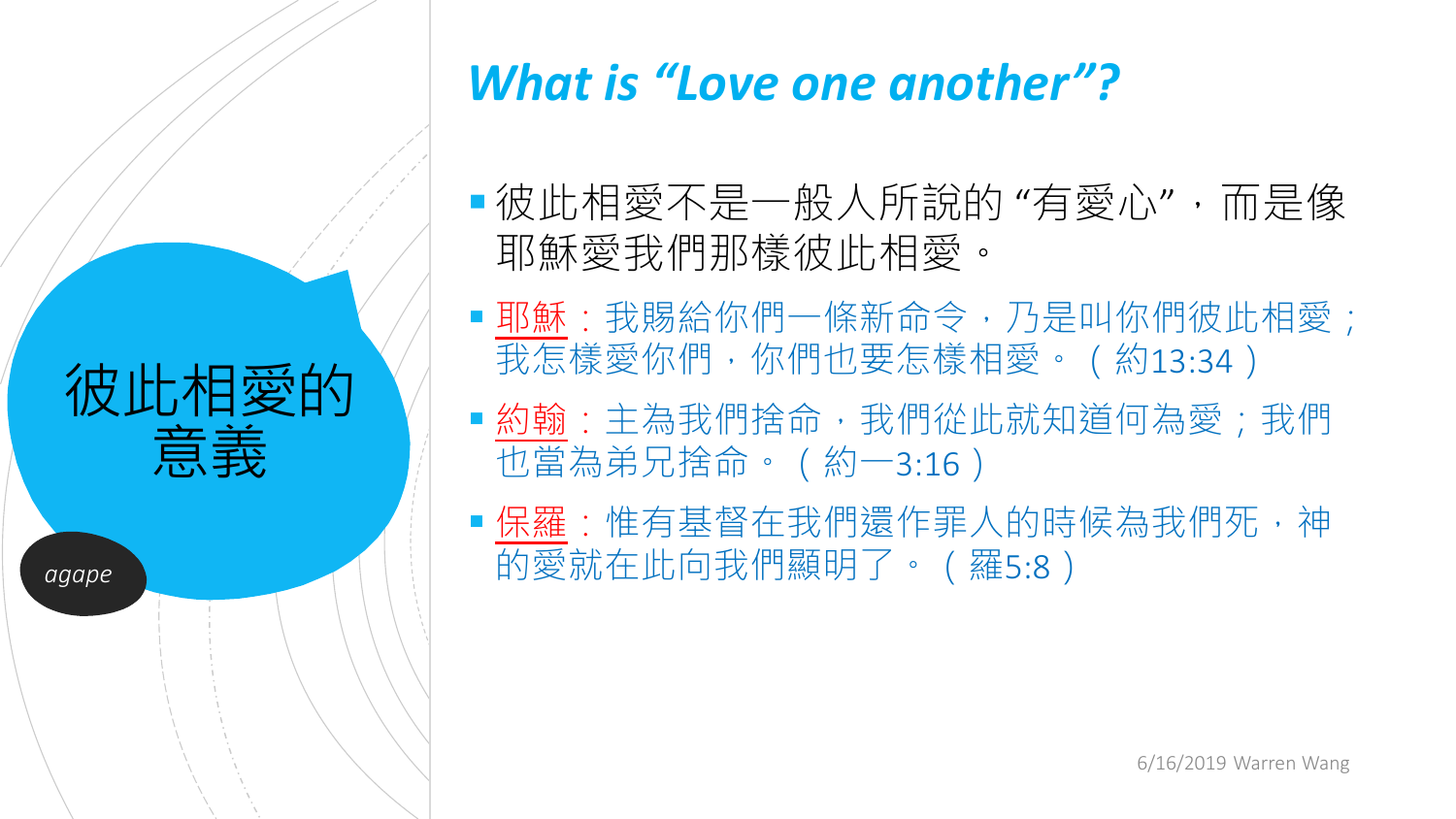# 彼此相愛的意義

*agape*

## *What is "Love one another"?*

- 彼此相愛不是一般人所說的 "有愛心"，而是像耶穌愛我們那樣彼此相愛。
- 耶穌：我賜給你們一條新命令，乃是叫你們彼此相愛；我怎樣愛你們，你們也要怎樣相愛。（約13:34）
- 約翰：主為我們捨命，我們從此就知道何為愛；我們也當為弟兄捨命。（約一3:16）
- 保羅：惟有基督在我們還作罪人的時候為我們死，神的愛就在此向我們顯明了。（羅5:8）

6/16/2019 Warren Wang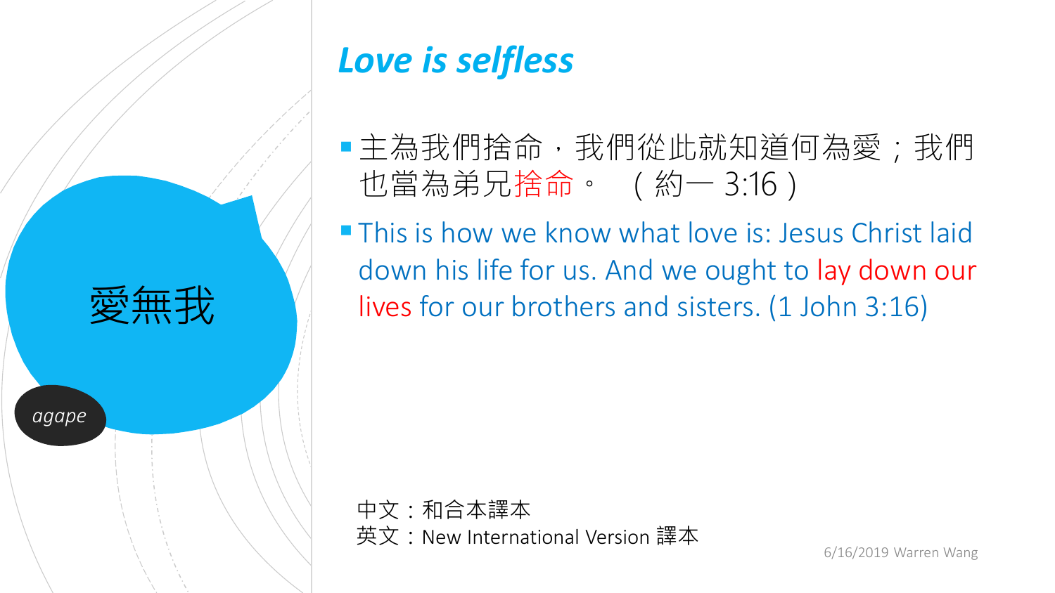愛無我

*agape*

## *Love is selfless*

- 主為我們捨命，我們從此就知道何為愛；我們也當為弟兄捨命。 （約一 3:16）
- This is how we know what love is: Jesus Christ laid down his life for us. And we ought to lay down our lives for our brothers and sisters. (1 John 3:16)

中文：和合本譯本
英文：New International Version 譯本

6/16/2019 Warren Wang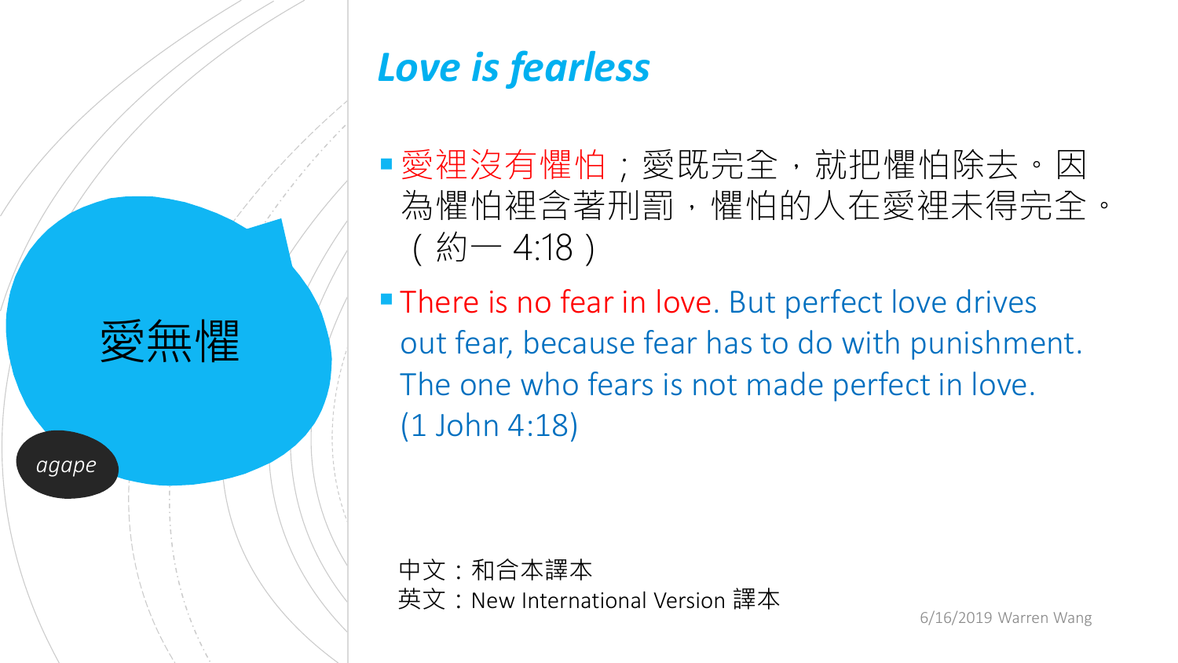# *Love is fearless*

愛無懼

*agape*

- 愛裡沒有懼怕；愛既完全，就把懼怕除去。因為懼怕裡含著刑罰，懼怕的人在愛裡未得完全。（約一 4:18）
- There is no fear in love. But perfect love drives out fear, because fear has to do with punishment. The one who fears is not made perfect in love. (1 John 4:18)

中文：和合本譯本
英文：New International Version 譯本

6/16/2019 Warren Wang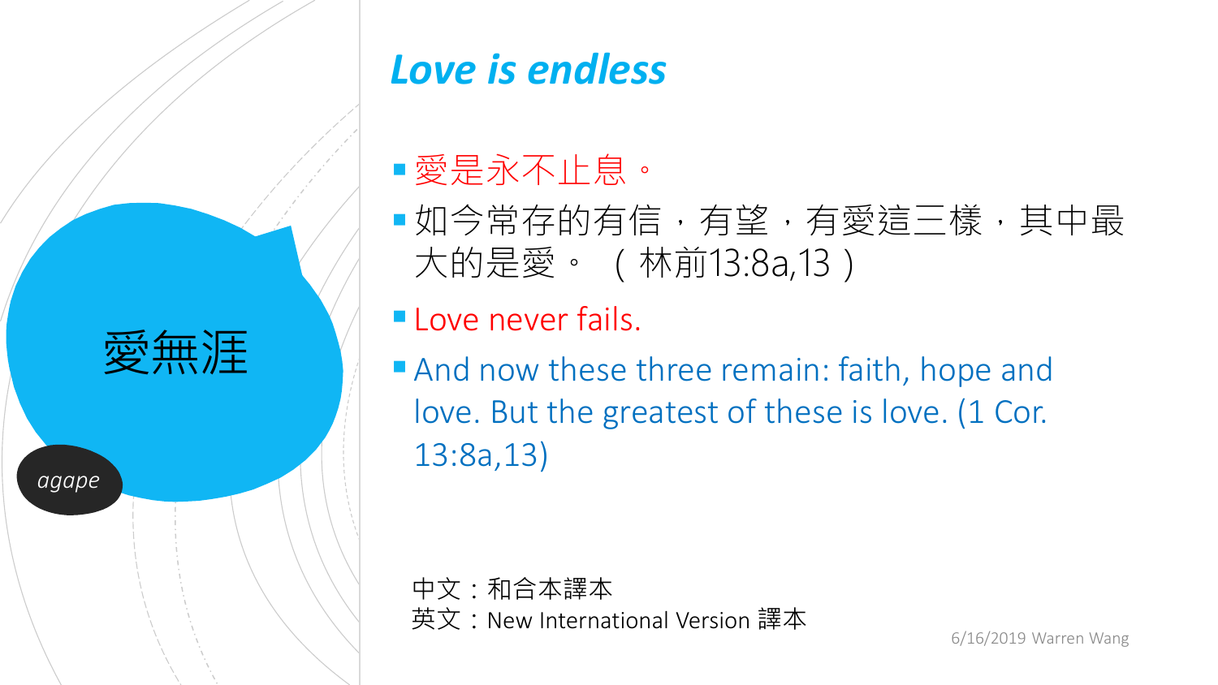愛無涯

*agape*

## *Love is endless*

- 愛是永不止息。
- 如今常存的有信，有望，有愛這三樣，其中最大的是愛。（林前13:8a,13）
- Love never fails.
- And now these three remain: faith, hope and love. But the greatest of these is love. (1 Cor. 13:8a,13)

中文：和合本譯本
英文：New International Version 譯本

6/16/2019 Warren Wang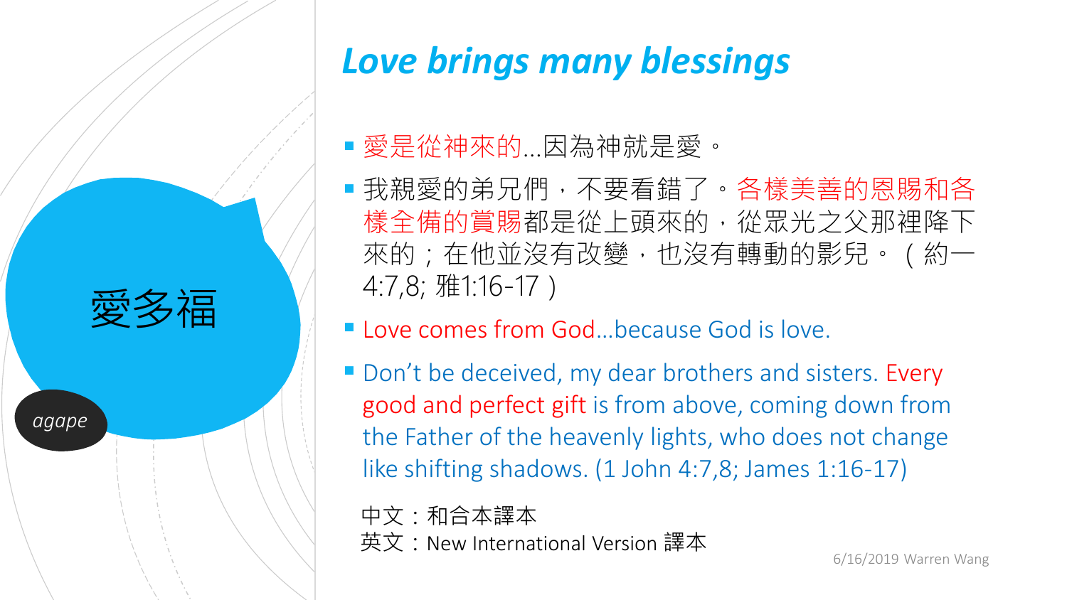愛多福

*agape*

# *Love brings many blessings*

- 愛是從神來的...因為神就是愛。
- 我親愛的弟兄們，不要看錯了。各樣美善的恩賜和各樣全備的賞賜都是從上頭來的，從眾光之父那裡降下來的；在他並沒有改變，也沒有轉動的影兒。（約一4:7,8; 雅1:16-17）
- Love comes from God...because God is love.
- Don't be deceived, my dear brothers and sisters. Every good and perfect gift is from above, coming down from the Father of the heavenly lights, who does not change like shifting shadows. (1 John 4:7,8; James 1:16-17)

中文：和合本譯本
英文：New International Version 譯本

6/16/2019 Warren Wang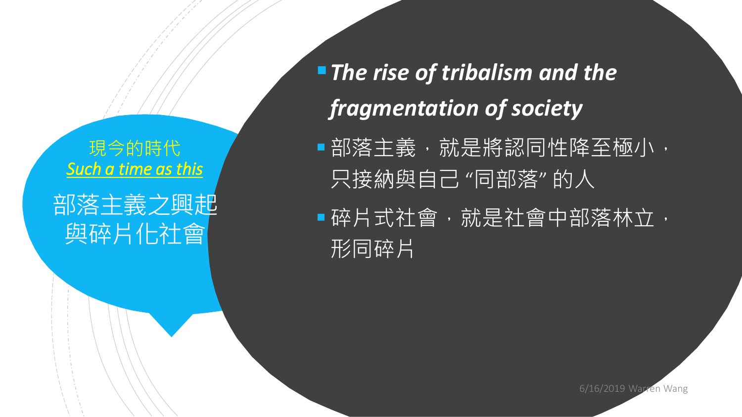現今的時代

<u>*Such a time as this*</u>

## 部落主義之興起與碎片化社會

- ***The rise of tribalism and the fragmentation of society***
- 部落主義，就是將認同性降至極小，只接納與自己 “同部落” 的人
- 碎片式社會，就是社會中部落林立，形同碎片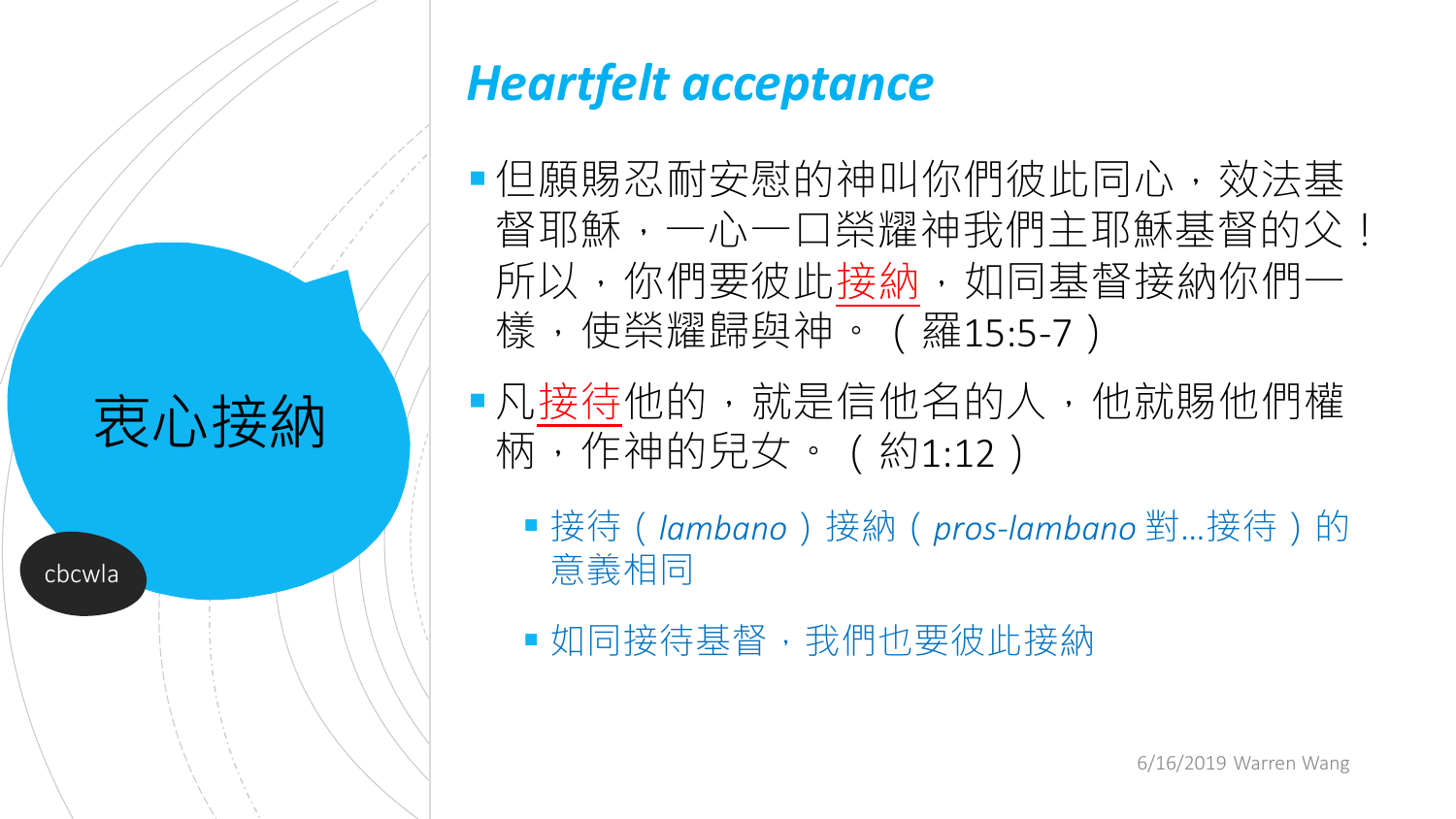## 衷心接納

cbcwla

# *Heartfelt acceptance*

- 但願賜忍耐安慰的神叫你們彼此同心，效法基督耶穌，一心一口榮耀神我們主耶穌基督的父！所以，你們要彼此接納，如同基督接納你們一樣，使榮耀歸與神。（羅15:5-7）
- 凡接待他的，就是信他名的人，他就賜他們權柄，作神的兒女。（約1:12）
  - 接待（*lambano*）接納（*pros-lambano* 對…接待）的意義相同
  - 如同接待基督，我們也要彼此接納

6/16/2019 Warren Wang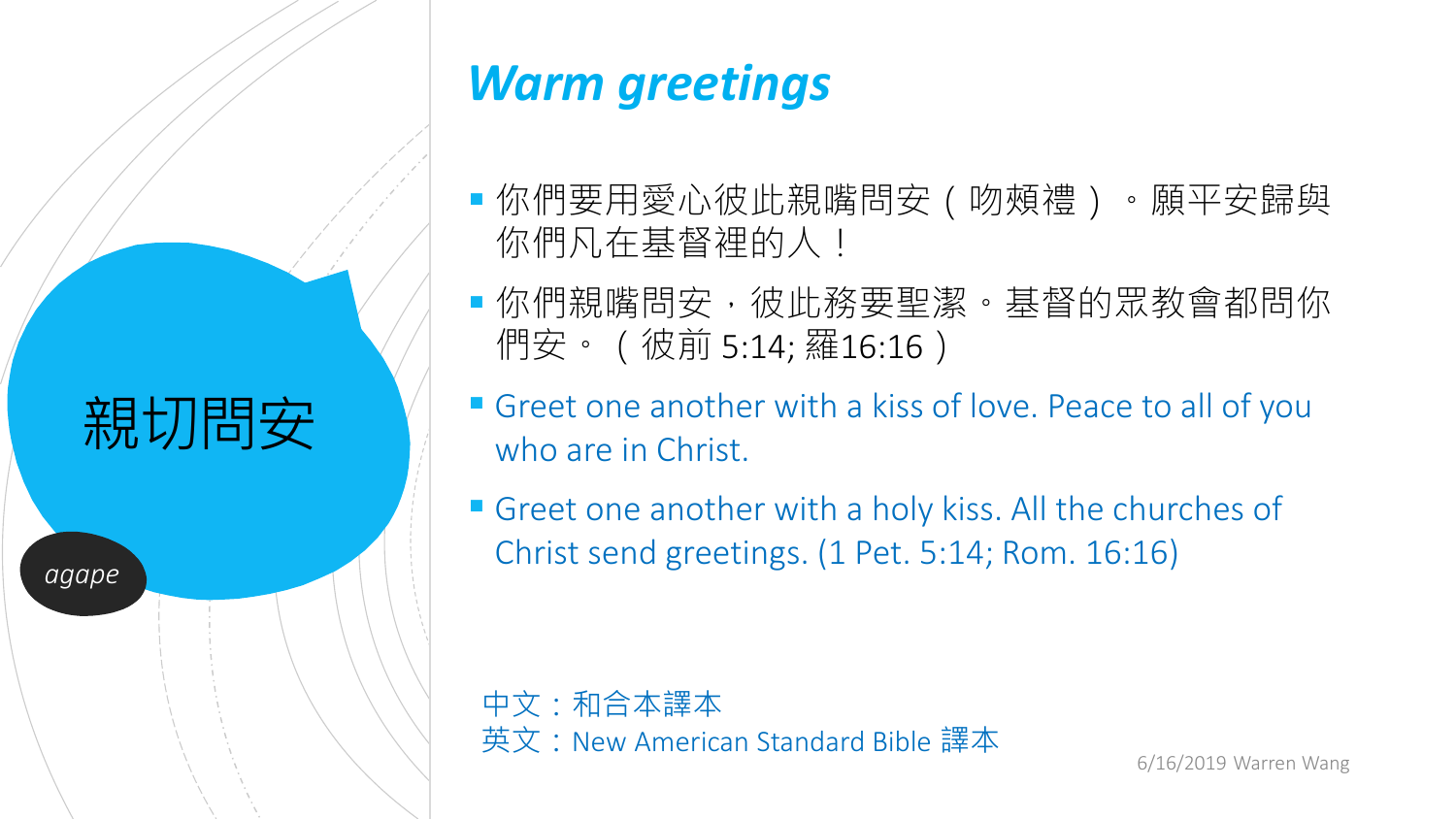# 親切問安

*agape*

## *Warm greetings*

- 你們要用愛心彼此親嘴問安（吻頰禮）。願平安歸與你們凡在基督裡的人！
- 你們親嘴問安，彼此務要聖潔。基督的眾教會都問你們安。（彼前 5:14; 羅16:16）
- Greet one another with a kiss of love. Peace to all of you who are in Christ.
- Greet one another with a holy kiss. All the churches of Christ send greetings. (1 Pet. 5:14; Rom. 16:16)

中文：和合本譯本
英文：New American Standard Bible 譯本

6/16/2019 Warren Wang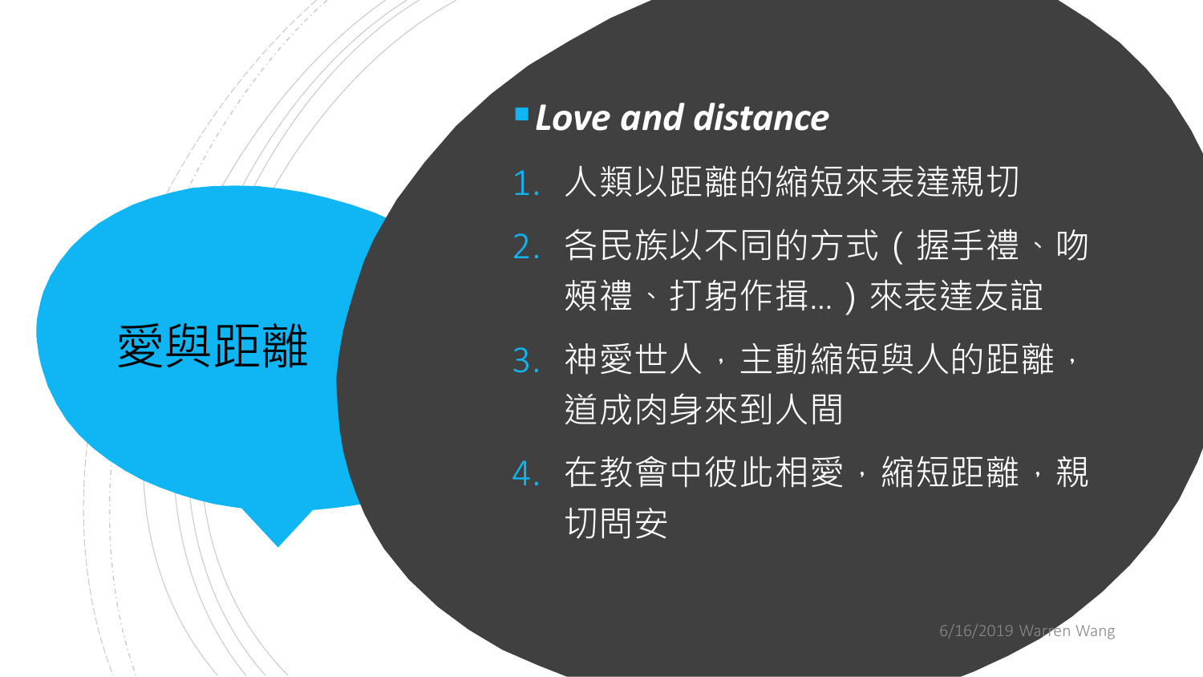# 愛與距離

- ***Love and distance***

1. 人類以距離的縮短來表達親切
2. 各民族以不同的方式（握手禮、吻頰禮、打躬作揖…）來表達友誼
3. 神愛世人，主動縮短與人的距離，道成肉身來到人間
4. 在教會中彼此相愛，縮短距離，親切問安

6/16/2019 Warren Wang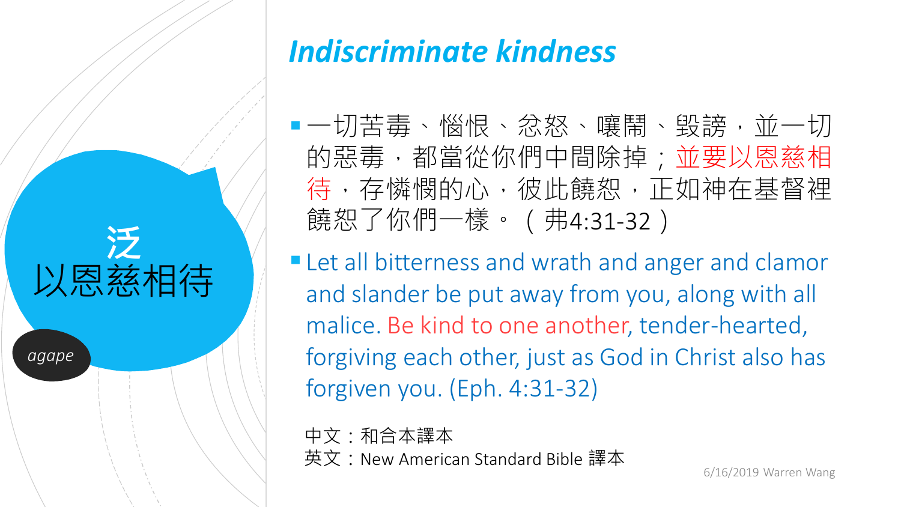## *Indiscriminate kindness*

泛

以恩慈相待

*agape*

- 一切苦毒、惱恨、忿怒、嚷鬧、毀謗，並一切的惡毒，都當從你們中間除掉；並要以恩慈相待，存憐憫的心，彼此饒恕，正如神在基督裡饒恕了你們一樣。（弗4:31-32）
- Let all bitterness and wrath and anger and clamor and slander be put away from you, along with all malice. Be kind to one another, tender-hearted, forgiving each other, just as God in Christ also has forgiven you. (Eph. 4:31-32)

中文：和合本譯本
英文：New American Standard Bible 譯本

6/16/2019 Warren Wang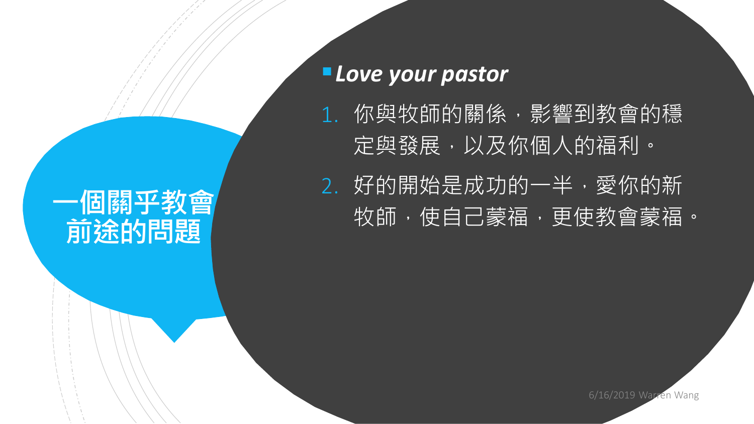# 一個關乎教會前途的問題

- ***Love your pastor***

1. 你與牧師的關係，影響到教會的穩定與發展，以及你個人的福利。
2. 好的開始是成功的一半，愛你的新牧師，使自己蒙福，更使教會蒙福。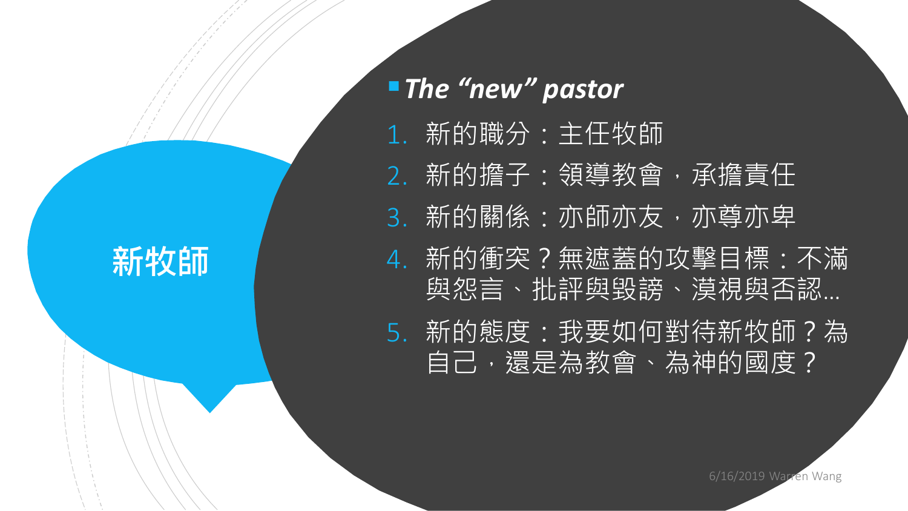# 新牧師

**_The "new" pastor_**

1. 新的職分：主任牧師
2. 新的擔子：領導教會，承擔責任
3. 新的關係：亦師亦友，亦尊亦卑
4. 新的衝突？無遮蓋的攻擊目標：不滿與怨言、批評與毀謗、漠視與否認…
5. 新的態度：我要如何對待新牧師？為自己，還是為教會、為神的國度？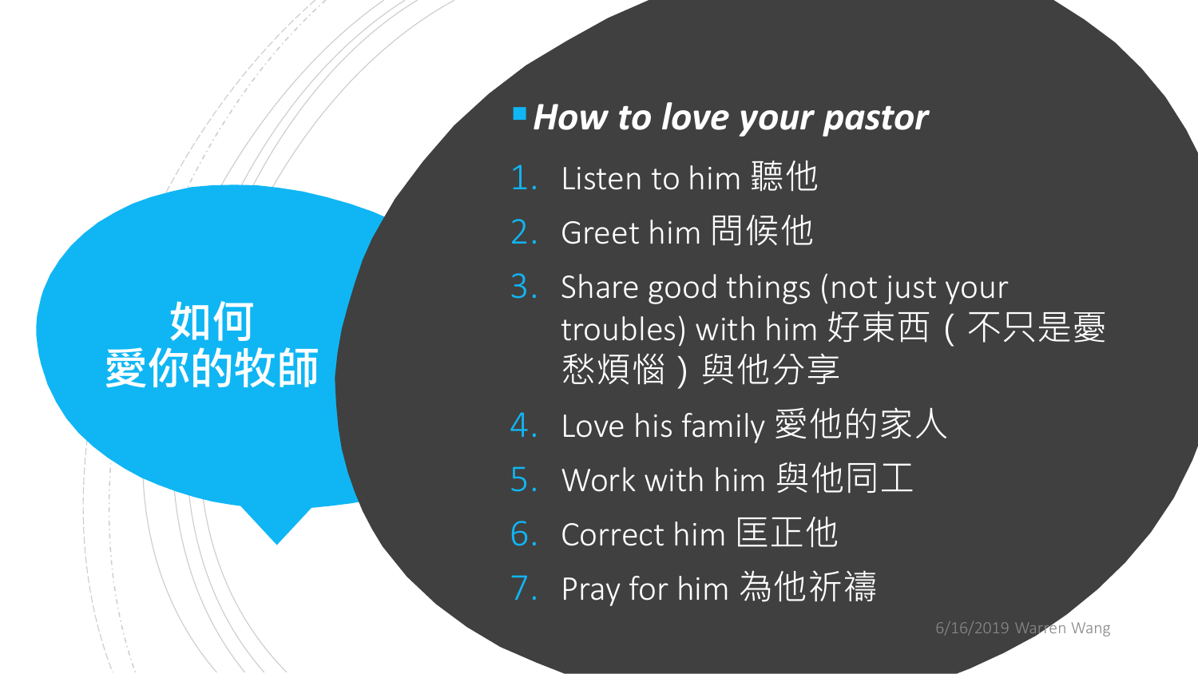# 如何愛你的牧師

## *How to love your pastor*

1. Listen to him 聽他
2. Greet him 問候他
3. Share good things (not just your troubles) with him 好東西（不只是憂愁煩惱）與他分享
4. Love his family 愛他的家人
5. Work with him 與他同工
6. Correct him 匡正他
7. Pray for him 為他祈禱

6/16/2019 Warren Wang